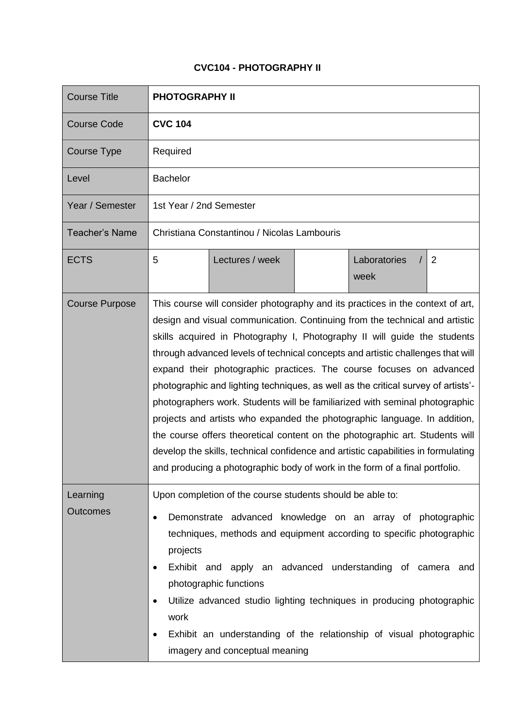# CVC104 - PHOTOGRAPHY II

| Course Title | **PHOTOGRAPHY II** | | | | |
|---|---|---|---|---|---|
| Course Code | **CVC 104** | | | | |
| Course Type | Required | | | | |
| Level | Bachelor | | | | |
| Year / Semester | 1st Year / 2nd Semester | | | | |
| Teacher's Name | Christiana Constantinou / Nicolas Lambouris | | | | |
| ECTS | 5 | Lectures / week | | Laboratories / week | 2 |
| Course Purpose | This course will consider photography and its practices in the context of art, design and visual communication. Continuing from the technical and artistic skills acquired in Photography I, Photography II will guide the students through advanced levels of technical concepts and artistic challenges that will expand their photographic practices. The course focuses on advanced photographic and lighting techniques, as well as the critical survey of artists'-photographers work. Students will be familiarized with seminal photographic projects and artists who expanded the photographic language. In addition, the course offers theoretical content on the photographic art. Students will develop the skills, technical confidence and artistic capabilities in formulating and producing a photographic body of work in the form of a final portfolio. | | | | |
| Learning Outcomes | Upon completion of the course students should be able to:<br>• Demonstrate advanced knowledge on an array of photographic techniques, methods and equipment according to specific photographic projects<br>• Exhibit and apply an advanced understanding of camera and photographic functions<br>• Utilize advanced studio lighting techniques in producing photographic work<br>• Exhibit an understanding of the relationship of visual photographic imagery and conceptual meaning | | | | |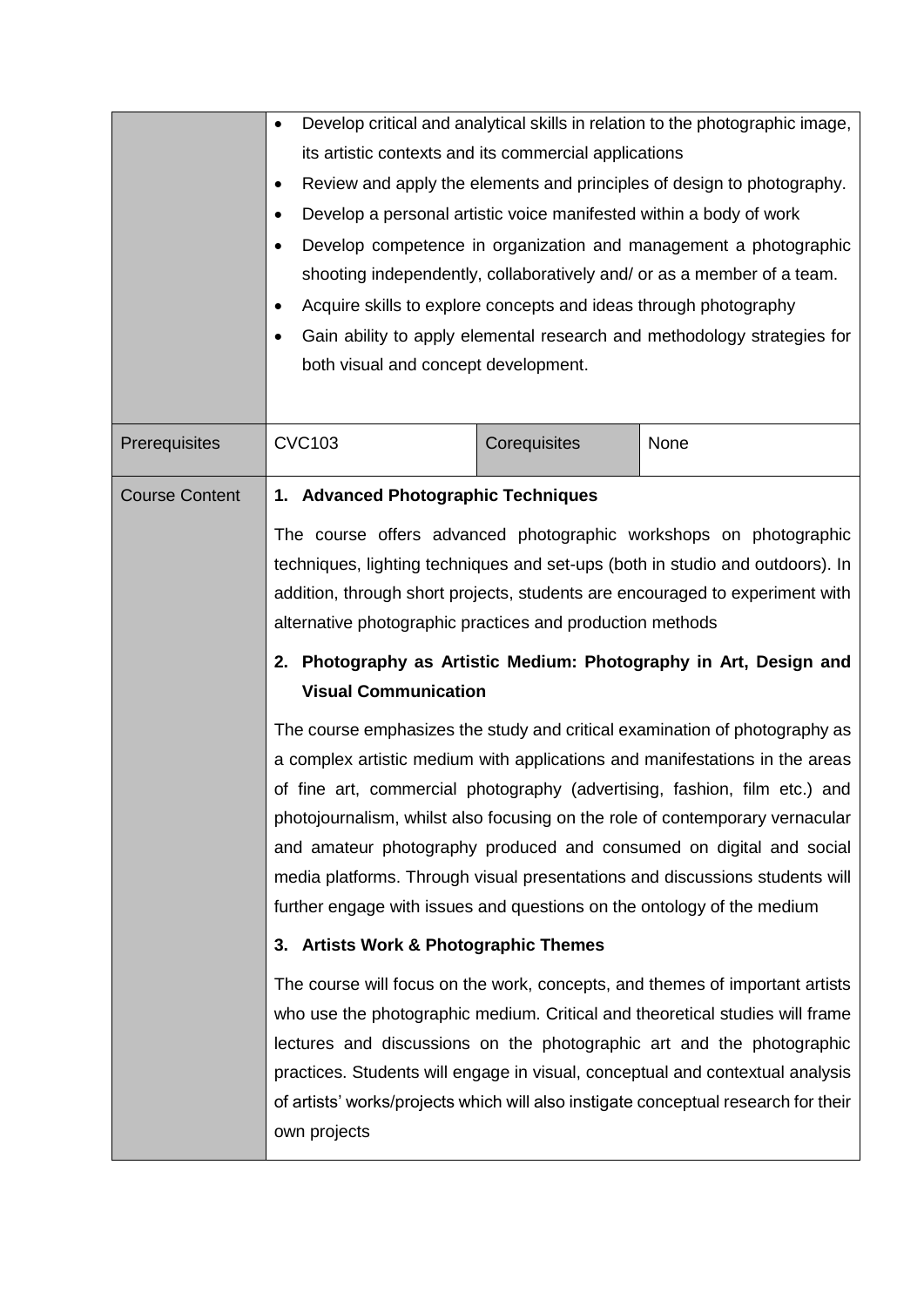| | | | |
|---|---|---|---|
| | • Develop critical and analytical skills in relation to the photographic image, its artistic contexts and its commercial applications<br>• Review and apply the elements and principles of design to photography.<br>• Develop a personal artistic voice manifested within a body of work<br>• Develop competence in organization and management a photographic shooting independently, collaboratively and/ or as a member of a team.<br>• Acquire skills to explore concepts and ideas through photography<br>• Gain ability to apply elemental research and methodology strategies for both visual and concept development. | | |
| Prerequisites | CVC103 | Corequisites | None |
| Course Content | **1. Advanced Photographic Techniques**<br><br>The course offers advanced photographic workshops on photographic techniques, lighting techniques and set-ups (both in studio and outdoors). In addition, through short projects, students are encouraged to experiment with alternative photographic practices and production methods<br><br>**2. Photography as Artistic Medium: Photography in Art, Design and Visual Communication**<br><br>The course emphasizes the study and critical examination of photography as a complex artistic medium with applications and manifestations in the areas of fine art, commercial photography (advertising, fashion, film etc.) and photojournalism, whilst also focusing on the role of contemporary vernacular and amateur photography produced and consumed on digital and social media platforms. Through visual presentations and discussions students will further engage with issues and questions on the ontology of the medium<br><br>**3. Artists Work & Photographic Themes**<br><br>The course will focus on the work, concepts, and themes of important artists who use the photographic medium. Critical and theoretical studies will frame lectures and discussions on the photographic art and the photographic practices. Students will engage in visual, conceptual and contextual analysis of artists' works/projects which will also instigate conceptual research for their own projects | | |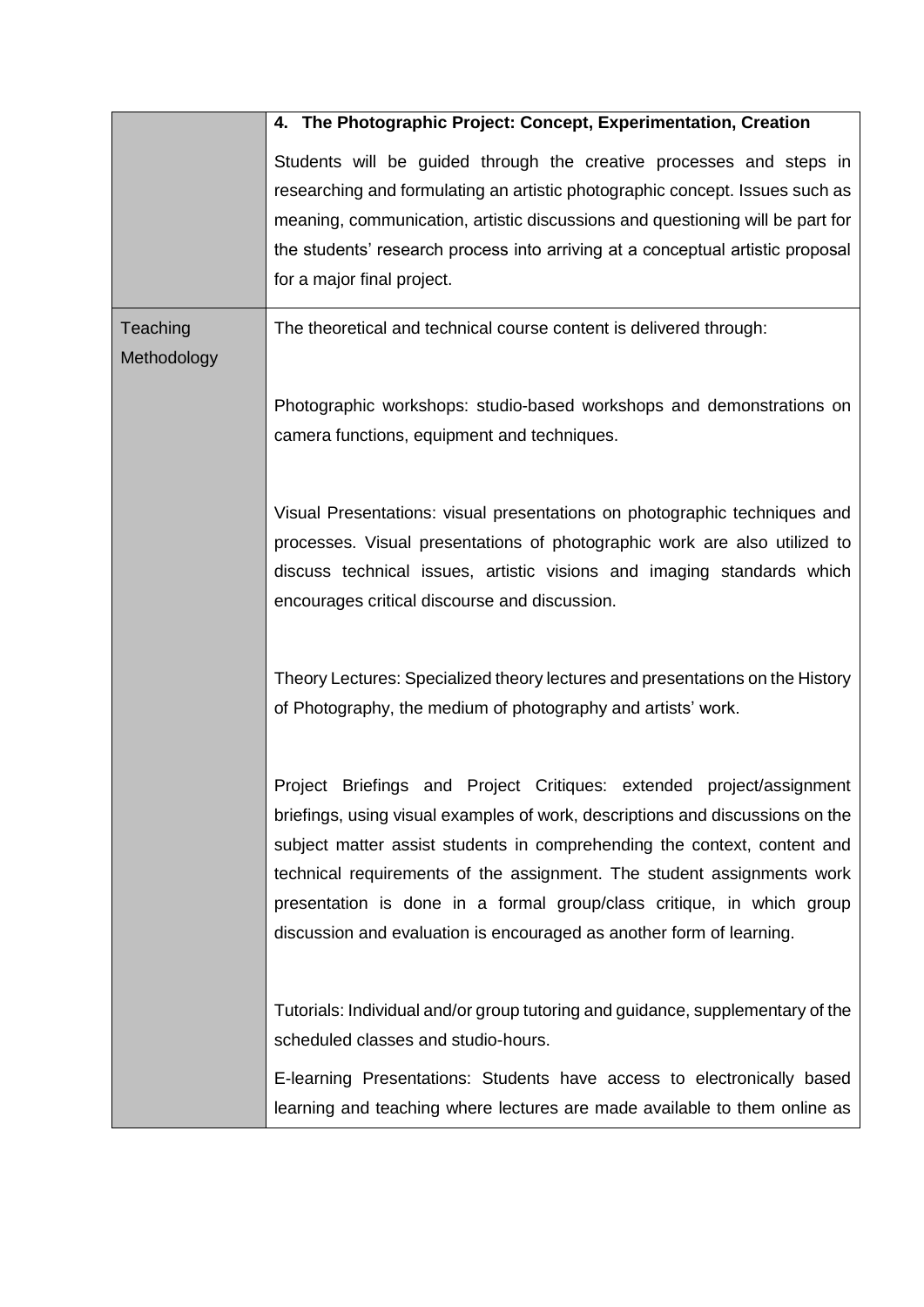| | |
|---|---|
| | **4. The Photographic Project: Concept, Experimentation, Creation**<br><br>Students will be guided through the creative processes and steps in researching and formulating an artistic photographic concept. Issues such as meaning, communication, artistic discussions and questioning will be part for the students' research process into arriving at a conceptual artistic proposal for a major final project. |
| Teaching Methodology | The theoretical and technical course content is delivered through:<br><br>Photographic workshops: studio-based workshops and demonstrations on camera functions, equipment and techniques.<br><br>Visual Presentations: visual presentations on photographic techniques and processes. Visual presentations of photographic work are also utilized to discuss technical issues, artistic visions and imaging standards which encourages critical discourse and discussion.<br><br>Theory Lectures: Specialized theory lectures and presentations on the History of Photography, the medium of photography and artists' work.<br><br>Project Briefings and Project Critiques: extended project/assignment briefings, using visual examples of work, descriptions and discussions on the subject matter assist students in comprehending the context, content and technical requirements of the assignment. The student assignments work presentation is done in a formal group/class critique, in which group discussion and evaluation is encouraged as another form of learning.<br><br>Tutorials: Individual and/or group tutoring and guidance, supplementary of the scheduled classes and studio-hours.<br><br>E-learning Presentations: Students have access to electronically based learning and teaching where lectures are made available to them online as |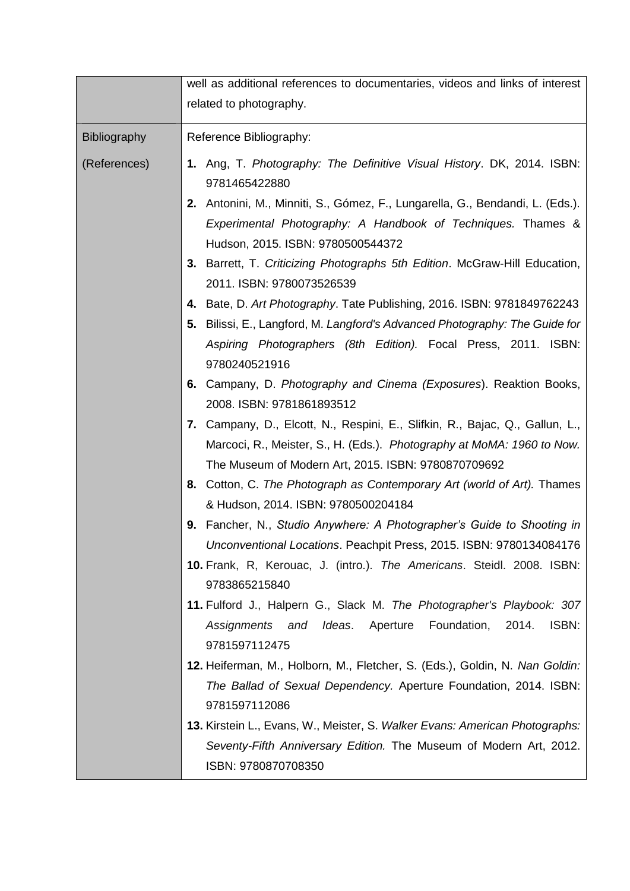| | |
|---|---|
| | well as additional references to documentaries, videos and links of interest related to photography. |
| Bibliography (References) | Reference Bibliography:<br>**1.** Ang, T. *Photography: The Definitive Visual History*. DK, 2014. ISBN: 9781465422880<br>**2.** Antonini, M., Minniti, S., Gómez, F., Lungarella, G., Bendandi, L. (Eds.). *Experimental Photography: A Handbook of Techniques.* Thames & Hudson, 2015. ISBN: 9780500544372<br>**3.** Barrett, T. *Criticizing Photographs 5th Edition*. McGraw-Hill Education, 2011. ISBN: 9780073526539<br>**4.** Bate, D. *Art Photography*. Tate Publishing, 2016. ISBN: 9781849762243<br>**5.** Bilissi, E., Langford, M. *Langford's Advanced Photography: The Guide for Aspiring Photographers (8th Edition).* Focal Press, 2011. ISBN: 9780240521916<br>**6.** Campany, D. *Photography and Cinema (Exposures*). Reaktion Books, 2008. ISBN: 9781861893512<br>**7.** Campany, D., Elcott, N., Respini, E., Slifkin, R., Bajac, Q., Gallun, L., Marcoci, R., Meister, S., H. (Eds.). *Photography at MoMA: 1960 to Now.* The Museum of Modern Art, 2015. ISBN: 9780870709692<br>**8.** Cotton, C. *The Photograph as Contemporary Art (world of Art).* Thames & Hudson, 2014. ISBN: 9780500204184<br>**9.** Fancher, N., *Studio Anywhere: A Photographer's Guide to Shooting in Unconventional Locations*. Peachpit Press, 2015. ISBN: 9780134084176<br>**10.** Frank, R, Kerouac, J. (intro.). *The Americans*. Steidl. 2008. ISBN: 9783865215840<br>**11.** Fulford J., Halpern G., Slack M. *The Photographer's Playbook: 307 Assignments and Ideas*. Aperture Foundation, 2014. ISBN: 9781597112475<br>**12.** Heiferman, M., Holborn, M., Fletcher, S. (Eds.), Goldin, N. *Nan Goldin: The Ballad of Sexual Dependency.* Aperture Foundation, 2014. ISBN: 9781597112086<br>**13.** Kirstein L., Evans, W., Meister, S. *Walker Evans: American Photographs: Seventy-Fifth Anniversary Edition.* The Museum of Modern Art, 2012. ISBN: 9780870708350 |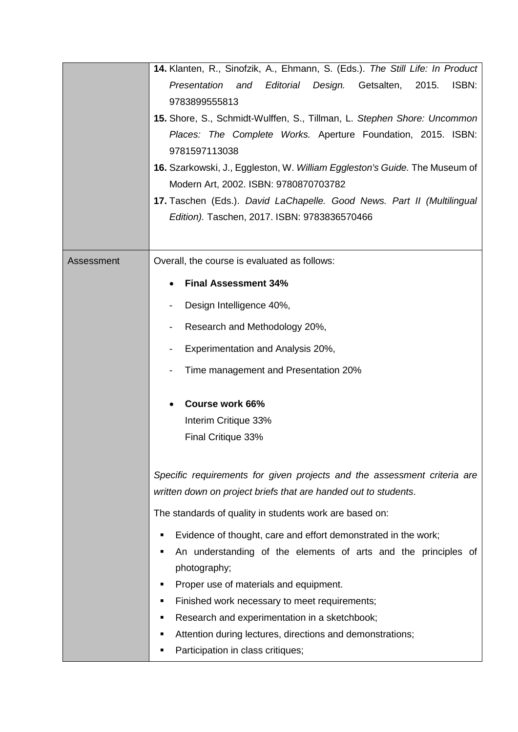| | |
|---|---|
| | **14.** Klanten, R., Sinofzik, A., Ehmann, S. (Eds.). *The Still Life: In Product Presentation and Editorial Design.* Getsalten, 2015. ISBN: 9783899555813<br>**15.** Shore, S., Schmidt-Wulffen, S., Tillman, L. *Stephen Shore: Uncommon Places: The Complete Works.* Aperture Foundation, 2015. ISBN: 9781597113038<br>**16.** Szarkowski, J., Eggleston, W. *William Eggleston's Guide.* The Museum of Modern Art, 2002. ISBN: 9780870703782<br>**17.** Taschen (Eds.). *David LaChapelle. Good News. Part II (Multilingual Edition).* Taschen, 2017. ISBN: 9783836570466 |
| Assessment | Overall, the course is evaluated as follows:<br>• **Final Assessment 34%**<br>- Design Intelligence 40%,<br>- Research and Methodology 20%,<br>- Experimentation and Analysis 20%,<br>- Time management and Presentation 20%<br><br>• **Course work 66%**<br>Interim Critique 33%<br>Final Critique 33%<br><br>*Specific requirements for given projects and the assessment criteria are written down on project briefs that are handed out to students*.<br>The standards of quality in students work are based on:<br>▪ Evidence of thought, care and effort demonstrated in the work;<br>▪ An understanding of the elements of arts and the principles of photography;<br>▪ Proper use of materials and equipment.<br>▪ Finished work necessary to meet requirements;<br>▪ Research and experimentation in a sketchbook;<br>▪ Attention during lectures, directions and demonstrations;<br>▪ Participation in class critiques; |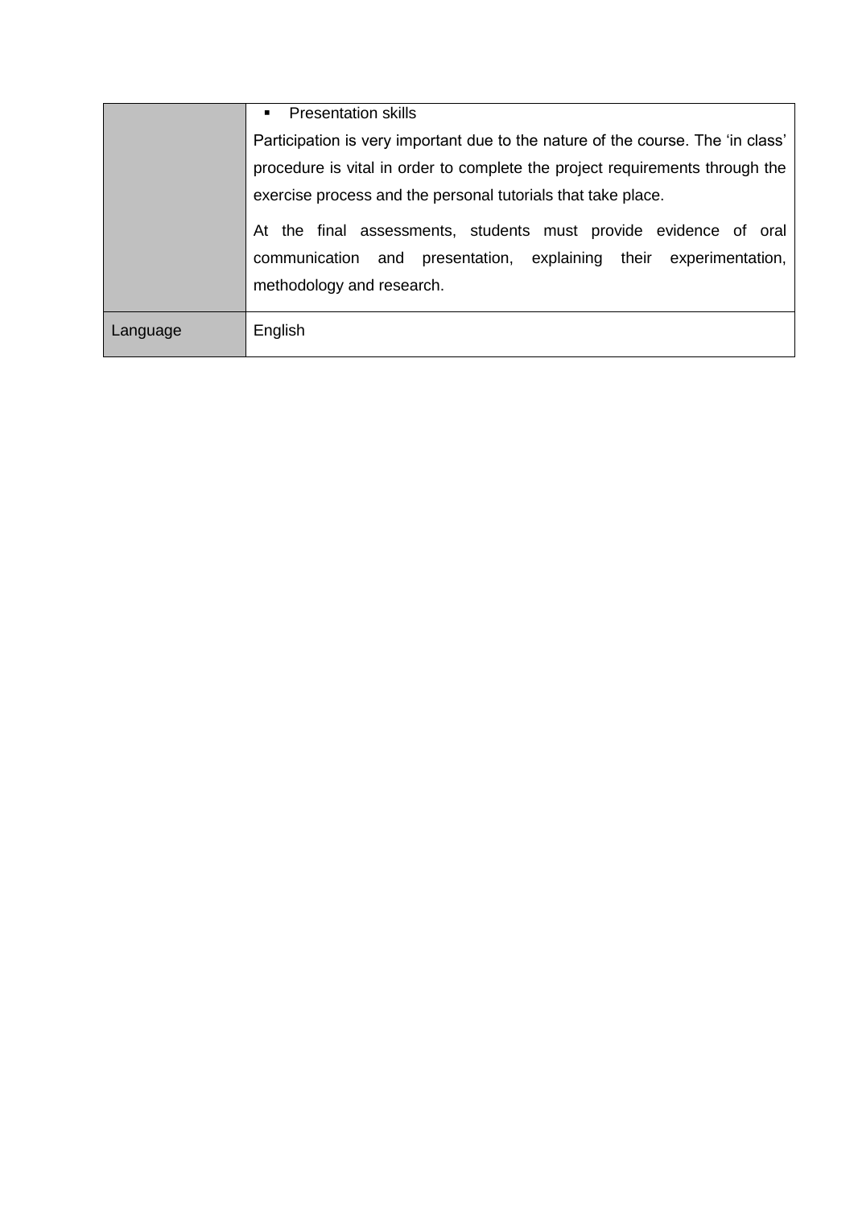| | |
|---|---|
| | ▪ Presentation skills<br>Participation is very important due to the nature of the course. The 'in class' procedure is vital in order to complete the project requirements through the exercise process and the personal tutorials that take place.<br>At the final assessments, students must provide evidence of oral communication and presentation, explaining their experimentation, methodology and research. |
| Language | English |